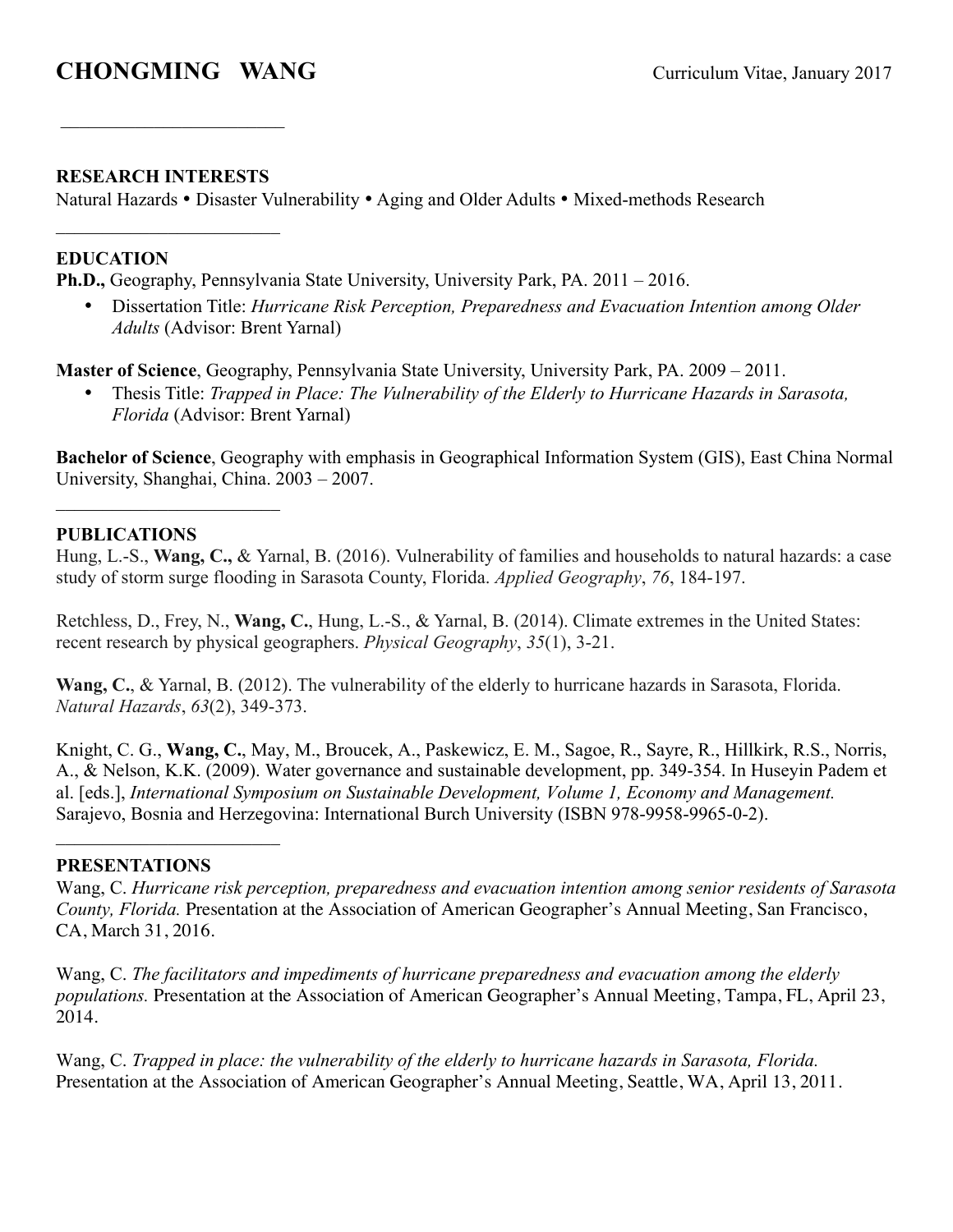# CHONGMING WANG

Curriculum Vitae, January 2017

## RESEARCH INTERESTS

Natural Hazards • Disaster Vulnerability • Aging and Older Adults • Mixed-methods Research

## EDUCATION

**Ph.D.,** Geography, Pennsylvania State University, University Park, PA. 2011 – 2016.

- Dissertation Title: *Hurricane Risk Perception, Preparedness and Evacuation Intention among Older Adults* (Advisor: Brent Yarnal)

**Master of Science**, Geography, Pennsylvania State University, University Park, PA. 2009 – 2011.

- Thesis Title: *Trapped in Place: The Vulnerability of the Elderly to Hurricane Hazards in Sarasota, Florida* (Advisor: Brent Yarnal)

**Bachelor of Science**, Geography with emphasis in Geographical Information System (GIS), East China Normal University, Shanghai, China. 2003 – 2007.

## PUBLICATIONS

Hung, L.-S., **Wang, C.,** & Yarnal, B. (2016). Vulnerability of families and households to natural hazards: a case study of storm surge flooding in Sarasota County, Florida. *Applied Geography*, *76*, 184-197.

Retchless, D., Frey, N., **Wang, C.**, Hung, L.-S., & Yarnal, B. (2014). Climate extremes in the United States: recent research by physical geographers. *Physical Geography*, *35*(1), 3-21.

**Wang, C.**, & Yarnal, B. (2012). The vulnerability of the elderly to hurricane hazards in Sarasota, Florida. *Natural Hazards*, *63*(2), 349-373.

Knight, C. G., **Wang, C.**, May, M., Broucek, A., Paskewicz, E. M., Sagoe, R., Sayre, R., Hillkirk, R.S., Norris, A., & Nelson, K.K. (2009). Water governance and sustainable development, pp. 349-354. In Huseyin Padem et al. [eds.], *International Symposium on Sustainable Development, Volume 1, Economy and Management.* Sarajevo, Bosnia and Herzegovina: International Burch University (ISBN 978-9958-9965-0-2).

## PRESENTATIONS

Wang, C. *Hurricane risk perception, preparedness and evacuation intention among senior residents of Sarasota County, Florida.* Presentation at the Association of American Geographer's Annual Meeting, San Francisco, CA, March 31, 2016.

Wang, C. *The facilitators and impediments of hurricane preparedness and evacuation among the elderly populations.* Presentation at the Association of American Geographer's Annual Meeting, Tampa, FL, April 23, 2014.

Wang, C. *Trapped in place: the vulnerability of the elderly to hurricane hazards in Sarasota, Florida.* Presentation at the Association of American Geographer's Annual Meeting, Seattle, WA, April 13, 2011.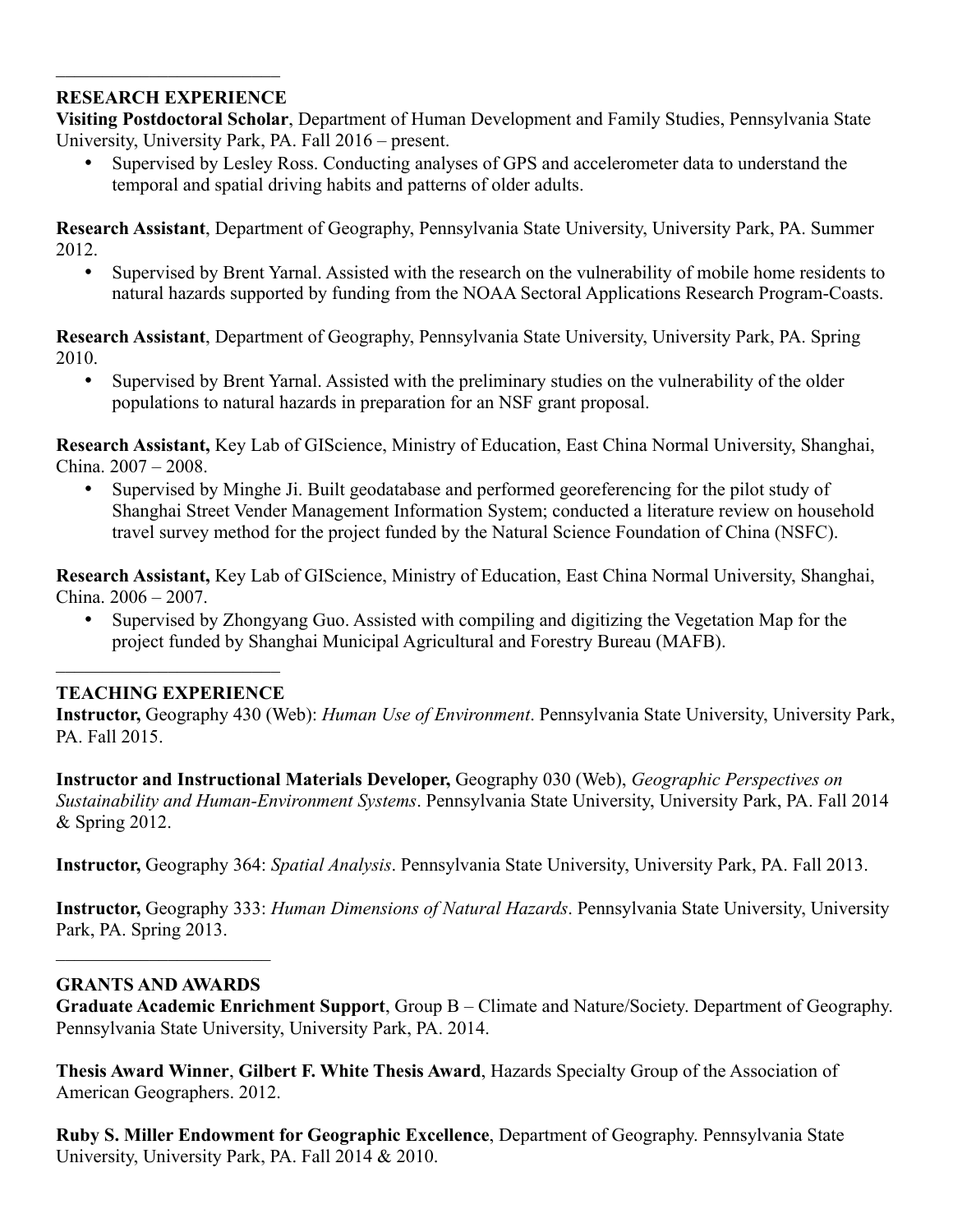## RESEARCH EXPERIENCE

**Visiting Postdoctoral Scholar**, Department of Human Development and Family Studies, Pennsylvania State University, University Park, PA. Fall 2016 – present.

- Supervised by Lesley Ross. Conducting analyses of GPS and accelerometer data to understand the temporal and spatial driving habits and patterns of older adults.

**Research Assistant**, Department of Geography, Pennsylvania State University, University Park, PA. Summer 2012.

- Supervised by Brent Yarnal. Assisted with the research on the vulnerability of mobile home residents to natural hazards supported by funding from the NOAA Sectoral Applications Research Program-Coasts.

**Research Assistant**, Department of Geography, Pennsylvania State University, University Park, PA. Spring 2010.

- Supervised by Brent Yarnal. Assisted with the preliminary studies on the vulnerability of the older populations to natural hazards in preparation for an NSF grant proposal.

**Research Assistant,** Key Lab of GIScience, Ministry of Education, East China Normal University, Shanghai, China. 2007 – 2008.

- Supervised by Minghe Ji. Built geodatabase and performed georeferencing for the pilot study of Shanghai Street Vender Management Information System; conducted a literature review on household travel survey method for the project funded by the Natural Science Foundation of China (NSFC).

**Research Assistant,** Key Lab of GIScience, Ministry of Education, East China Normal University, Shanghai, China. 2006 – 2007.

- Supervised by Zhongyang Guo. Assisted with compiling and digitizing the Vegetation Map for the project funded by Shanghai Municipal Agricultural and Forestry Bureau (MAFB).

## TEACHING EXPERIENCE

**Instructor,** Geography 430 (Web): *Human Use of Environment*. Pennsylvania State University, University Park, PA. Fall 2015.

**Instructor and Instructional Materials Developer,** Geography 030 (Web), *Geographic Perspectives on Sustainability and Human-Environment Systems*. Pennsylvania State University, University Park, PA. Fall 2014 & Spring 2012.

**Instructor,** Geography 364: *Spatial Analysis*. Pennsylvania State University, University Park, PA. Fall 2013.

**Instructor,** Geography 333: *Human Dimensions of Natural Hazards*. Pennsylvania State University, University Park, PA. Spring 2013.

## GRANTS AND AWARDS

**Graduate Academic Enrichment Support**, Group B – Climate and Nature/Society. Department of Geography. Pennsylvania State University, University Park, PA. 2014.

**Thesis Award Winner**, **Gilbert F. White Thesis Award**, Hazards Specialty Group of the Association of American Geographers. 2012.

**Ruby S. Miller Endowment for Geographic Excellence**, Department of Geography. Pennsylvania State University, University Park, PA. Fall 2014 & 2010.